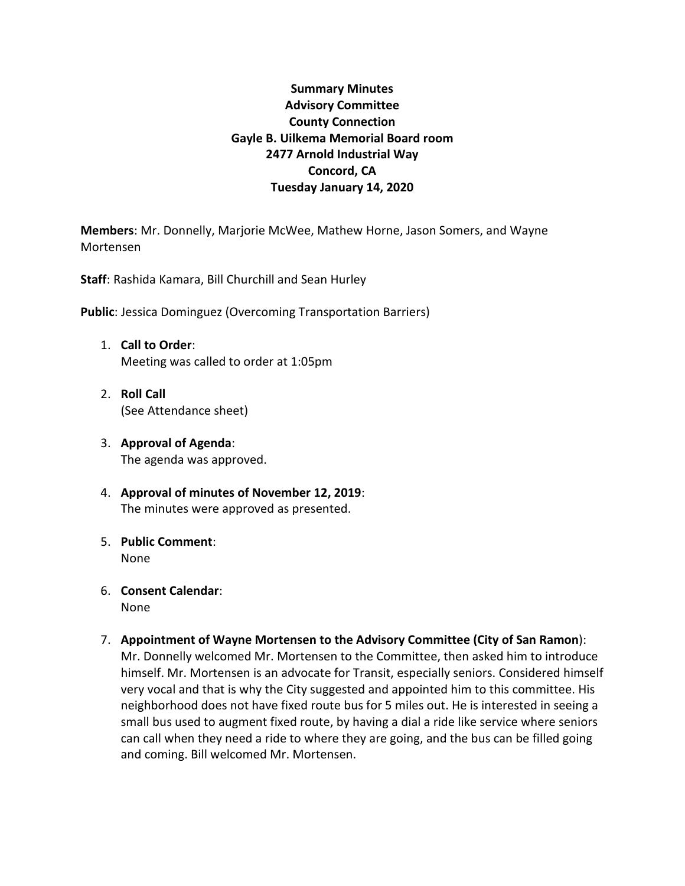**Summary Minutes**
**Advisory Committee**
**County Connection**
**Gayle B. Uilkema Memorial Board room**
**2477 Arnold Industrial Way**
**Concord, CA**
**Tuesday January 14, 2020**

**Members**: Mr. Donnelly, Marjorie McWee, Mathew Horne, Jason Somers, and Wayne Mortensen

**Staff**: Rashida Kamara, Bill Churchill and Sean Hurley

**Public**: Jessica Dominguez (Overcoming Transportation Barriers)

1. **Call to Order**:
   Meeting was called to order at 1:05pm

2. **Roll Call**
   (See Attendance sheet)

3. **Approval of Agenda**:
   The agenda was approved.

4. **Approval of minutes of November 12, 2019**:
   The minutes were approved as presented.

5. **Public Comment**:
   None

6. **Consent Calendar**:
   None

7. **Appointment of Wayne Mortensen to the Advisory Committee (City of San Ramon)**:
   Mr. Donnelly welcomed Mr. Mortensen to the Committee, then asked him to introduce himself. Mr. Mortensen is an advocate for Transit, especially seniors. Considered himself very vocal and that is why the City suggested and appointed him to this committee. His neighborhood does not have fixed route bus for 5 miles out. He is interested in seeing a small bus used to augment fixed route, by having a dial a ride like service where seniors can call when they need a ride to where they are going, and the bus can be filled going and coming. Bill welcomed Mr. Mortensen.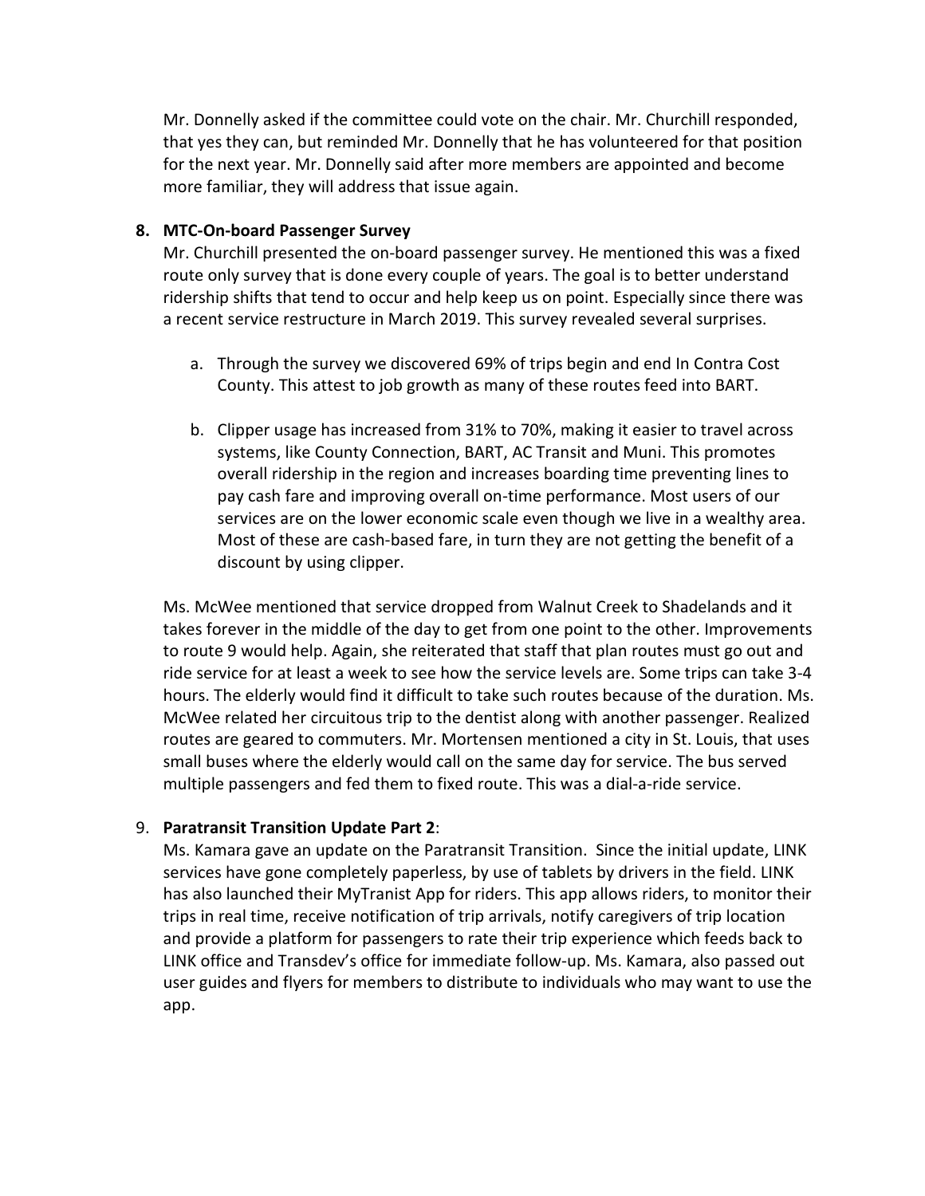Mr. Donnelly asked if the committee could vote on the chair. Mr. Churchill responded, that yes they can, but reminded Mr. Donnelly that he has volunteered for that position for the next year. Mr. Donnelly said after more members are appointed and become more familiar, they will address that issue again.

**8. MTC-On-board Passenger Survey**

Mr. Churchill presented the on-board passenger survey. He mentioned this was a fixed route only survey that is done every couple of years. The goal is to better understand ridership shifts that tend to occur and help keep us on point. Especially since there was a recent service restructure in March 2019. This survey revealed several surprises.

a. Through the survey we discovered 69% of trips begin and end In Contra Cost County. This attest to job growth as many of these routes feed into BART.

b. Clipper usage has increased from 31% to 70%, making it easier to travel across systems, like County Connection, BART, AC Transit and Muni. This promotes overall ridership in the region and increases boarding time preventing lines to pay cash fare and improving overall on-time performance. Most users of our services are on the lower economic scale even though we live in a wealthy area. Most of these are cash-based fare, in turn they are not getting the benefit of a discount by using clipper.

Ms. McWee mentioned that service dropped from Walnut Creek to Shadelands and it takes forever in the middle of the day to get from one point to the other. Improvements to route 9 would help. Again, she reiterated that staff that plan routes must go out and ride service for at least a week to see how the service levels are. Some trips can take 3-4 hours. The elderly would find it difficult to take such routes because of the duration. Ms. McWee related her circuitous trip to the dentist along with another passenger. Realized routes are geared to commuters. Mr. Mortensen mentioned a city in St. Louis, that uses small buses where the elderly would call on the same day for service. The bus served multiple passengers and fed them to fixed route. This was a dial-a-ride service.

9. **Paratransit Transition Update Part 2**:

Ms. Kamara gave an update on the Paratransit Transition. Since the initial update, LINK services have gone completely paperless, by use of tablets by drivers in the field. LINK has also launched their MyTranist App for riders. This app allows riders, to monitor their trips in real time, receive notification of trip arrivals, notify caregivers of trip location and provide a platform for passengers to rate their trip experience which feeds back to LINK office and Transdev's office for immediate follow-up. Ms. Kamara, also passed out user guides and flyers for members to distribute to individuals who may want to use the app.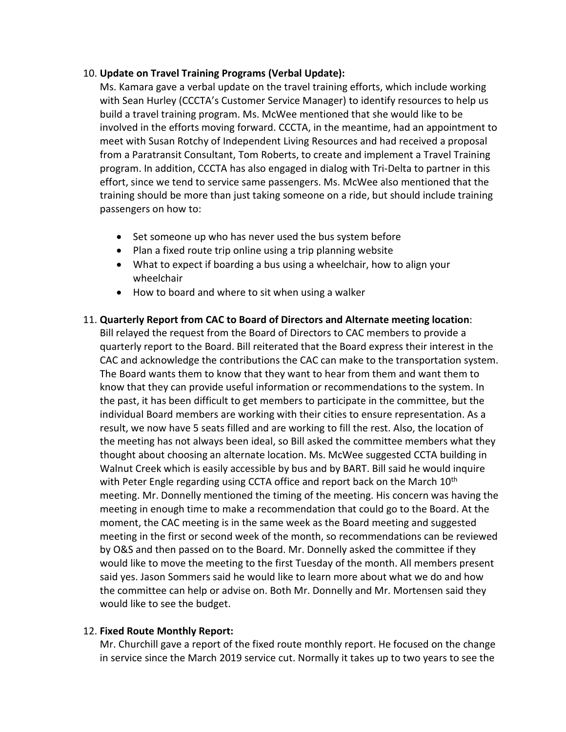10. **Update on Travel Training Programs (Verbal Update):**
    Ms. Kamara gave a verbal update on the travel training efforts, which include working with Sean Hurley (CCCTA's Customer Service Manager) to identify resources to help us build a travel training program. Ms. McWee mentioned that she would like to be involved in the efforts moving forward. CCCTA, in the meantime, had an appointment to meet with Susan Rotchy of Independent Living Resources and had received a proposal from a Paratransit Consultant, Tom Roberts, to create and implement a Travel Training program. In addition, CCCTA has also engaged in dialog with Tri-Delta to partner in this effort, since we tend to service same passengers. Ms. McWee also mentioned that the training should be more than just taking someone on a ride, but should include training passengers on how to:

    - Set someone up who has never used the bus system before
    - Plan a fixed route trip online using a trip planning website
    - What to expect if boarding a bus using a wheelchair, how to align your wheelchair
    - How to board and where to sit when using a walker

11. **Quarterly Report from CAC to Board of Directors and Alternate meeting location**:
    Bill relayed the request from the Board of Directors to CAC members to provide a quarterly report to the Board. Bill reiterated that the Board express their interest in the CAC and acknowledge the contributions the CAC can make to the transportation system. The Board wants them to know that they want to hear from them and want them to know that they can provide useful information or recommendations to the system. In the past, it has been difficult to get members to participate in the committee, but the individual Board members are working with their cities to ensure representation. As a result, we now have 5 seats filled and are working to fill the rest. Also, the location of the meeting has not always been ideal, so Bill asked the committee members what they thought about choosing an alternate location. Ms. McWee suggested CCTA building in Walnut Creek which is easily accessible by bus and by BART. Bill said he would inquire with Peter Engle regarding using CCTA office and report back on the March 10th meeting. Mr. Donnelly mentioned the timing of the meeting. His concern was having the meeting in enough time to make a recommendation that could go to the Board. At the moment, the CAC meeting is in the same week as the Board meeting and suggested meeting in the first or second week of the month, so recommendations can be reviewed by O&S and then passed on to the Board. Mr. Donnelly asked the committee if they would like to move the meeting to the first Tuesday of the month. All members present said yes. Jason Sommers said he would like to learn more about what we do and how the committee can help or advise on. Both Mr. Donnelly and Mr. Mortensen said they would like to see the budget.

12. **Fixed Route Monthly Report:**
    Mr. Churchill gave a report of the fixed route monthly report. He focused on the change in service since the March 2019 service cut. Normally it takes up to two years to see the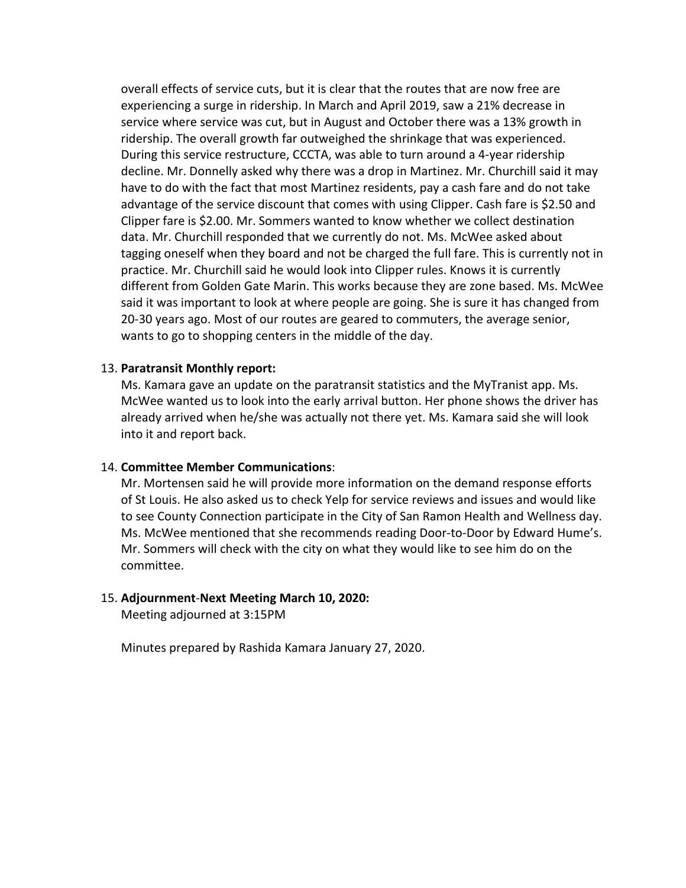overall effects of service cuts, but it is clear that the routes that are now free are experiencing a surge in ridership. In March and April 2019, saw a 21% decrease in service where service was cut, but in August and October there was a 13% growth in ridership. The overall growth far outweighed the shrinkage that was experienced. During this service restructure, CCCTA, was able to turn around a 4-year ridership decline. Mr. Donnelly asked why there was a drop in Martinez. Mr. Churchill said it may have to do with the fact that most Martinez residents, pay a cash fare and do not take advantage of the service discount that comes with using Clipper. Cash fare is $2.50 and Clipper fare is $2.00. Mr. Sommers wanted to know whether we collect destination data. Mr. Churchill responded that we currently do not. Ms. McWee asked about tagging oneself when they board and not be charged the full fare. This is currently not in practice. Mr. Churchill said he would look into Clipper rules. Knows it is currently different from Golden Gate Marin. This works because they are zone based. Ms. McWee said it was important to look at where people are going. She is sure it has changed from 20-30 years ago. Most of our routes are geared to commuters, the average senior, wants to go to shopping centers in the middle of the day.

13. **Paratransit Monthly report:**
    Ms. Kamara gave an update on the paratransit statistics and the MyTranist app. Ms. McWee wanted us to look into the early arrival button. Her phone shows the driver has already arrived when he/she was actually not there yet. Ms. Kamara said she will look into it and report back.

14. **Committee Member Communications**:
    Mr. Mortensen said he will provide more information on the demand response efforts of St Louis. He also asked us to check Yelp for service reviews and issues and would like to see County Connection participate in the City of San Ramon Health and Wellness day. Ms. McWee mentioned that she recommends reading Door-to-Door by Edward Hume's. Mr. Sommers will check with the city on what they would like to see him do on the committee.

15. **Adjournment**-**Next Meeting March 10, 2020:**
    Meeting adjourned at 3:15PM

    Minutes prepared by Rashida Kamara January 27, 2020.